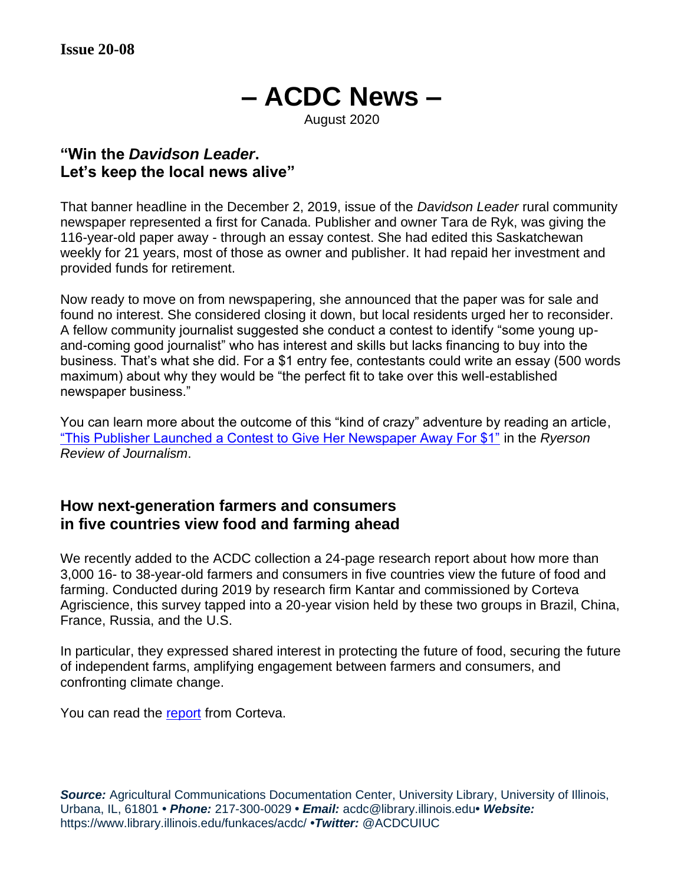**Issue 20-08**

# – ACDC News –

August 2020

## "Win the *Davidson Leader*. Let's keep the local news alive"

That banner headline in the December 2, 2019, issue of the *Davidson Leader* rural community newspaper represented a first for Canada. Publisher and owner Tara de Ryk, was giving the 116-year-old paper away - through an essay contest. She had edited this Saskatchewan weekly for 21 years, most of those as owner and publisher. It had repaid her investment and provided funds for retirement.

Now ready to move on from newspapering, she announced that the paper was for sale and found no interest. She considered closing it down, but local residents urged her to reconsider. A fellow community journalist suggested she conduct a contest to identify "some young up-and-coming good journalist" who has interest and skills but lacks financing to buy into the business. That's what she did. For a $1 entry fee, contestants could write an essay (500 words maximum) about why they would be "the perfect fit to take over this well-established newspaper business."

You can learn more about the outcome of this "kind of crazy" adventure by reading an article, "This Publisher Launched a Contest to Give Her Newspaper Away For $1" in the *Ryerson Review of Journalism*.

## How next-generation farmers and consumers in five countries view food and farming ahead

We recently added to the ACDC collection a 24-page research report about how more than 3,000 16- to 38-year-old farmers and consumers in five countries view the future of food and farming. Conducted during 2019 by research firm Kantar and commissioned by Corteva Agriscience, this survey tapped into a 20-year vision held by these two groups in Brazil, China, France, Russia, and the U.S.

In particular, they expressed shared interest in protecting the future of food, securing the future of independent farms, amplifying engagement between farmers and consumers, and confronting climate change.

You can read the report from Corteva.

***Source:*** Agricultural Communications Documentation Center, University Library, University of Illinois, Urbana, IL, 61801 • ***Phone:*** 217-300-0029 • ***Email:*** acdc@library.illinois.edu• ***Website:*** https://www.library.illinois.edu/funkaces/acdc/ •***Twitter:*** @ACDCUIUC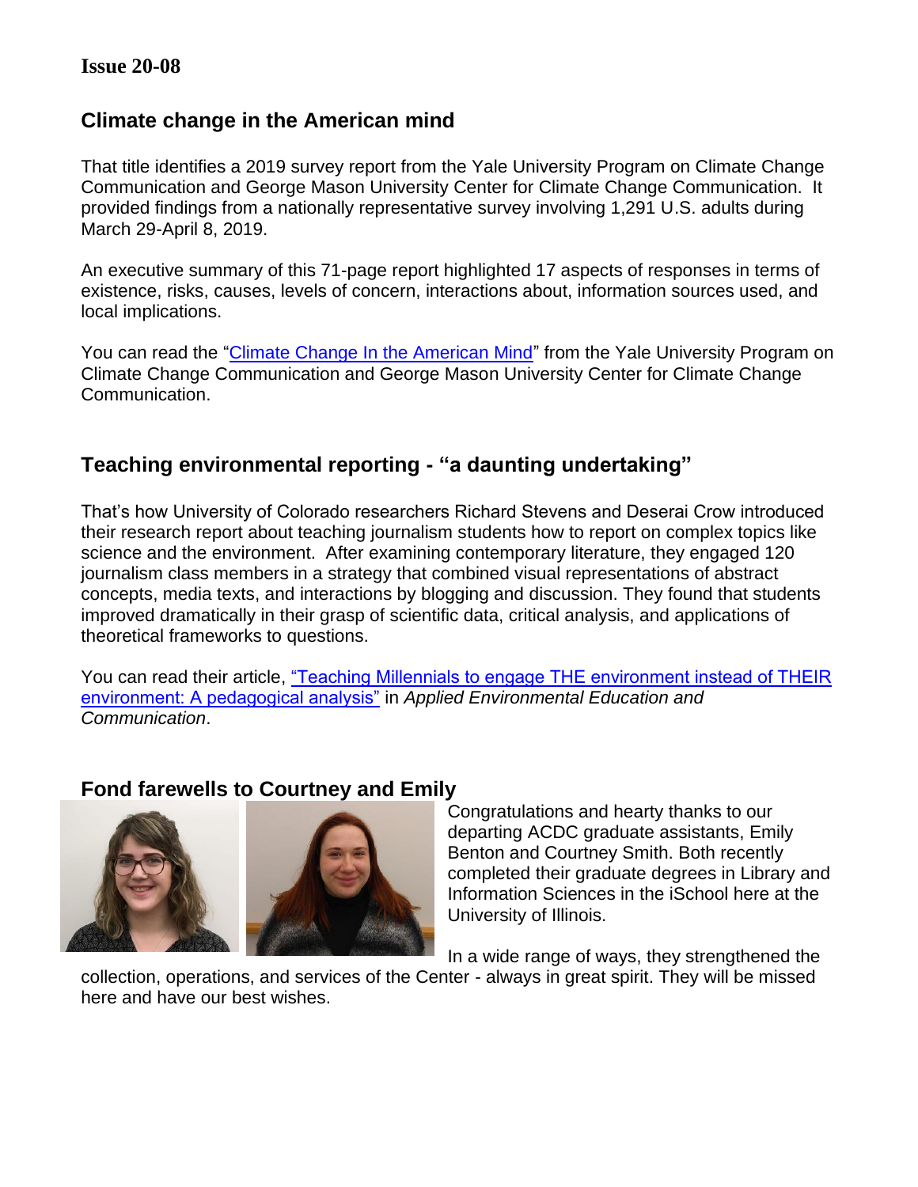**Issue 20-08**

## Climate change in the American mind

That title identifies a 2019 survey report from the Yale University Program on Climate Change Communication and George Mason University Center for Climate Change Communication. It provided findings from a nationally representative survey involving 1,291 U.S. adults during March 29-April 8, 2019.

An executive summary of this 71-page report highlighted 17 aspects of responses in terms of existence, risks, causes, levels of concern, interactions about, information sources used, and local implications.

You can read the "Climate Change In the American Mind" from the Yale University Program on Climate Change Communication and George Mason University Center for Climate Change Communication.

## Teaching environmental reporting - "a daunting undertaking"

That's how University of Colorado researchers Richard Stevens and Deserai Crow introduced their research report about teaching journalism students how to report on complex topics like science and the environment. After examining contemporary literature, they engaged 120 journalism class members in a strategy that combined visual representations of abstract concepts, media texts, and interactions by blogging and discussion. They found that students improved dramatically in their grasp of scientific data, critical analysis, and applications of theoretical frameworks to questions.

You can read their article, "Teaching Millennials to engage THE environment instead of THEIR environment: A pedagogical analysis" in *Applied Environmental Education and Communication*.

## Fond farewells to Courtney and Emily

Congratulations and hearty thanks to our departing ACDC graduate assistants, Emily Benton and Courtney Smith. Both recently completed their graduate degrees in Library and Information Sciences in the iSchool here at the University of Illinois.

In a wide range of ways, they strengthened the collection, operations, and services of the Center - always in great spirit. They will be missed here and have our best wishes.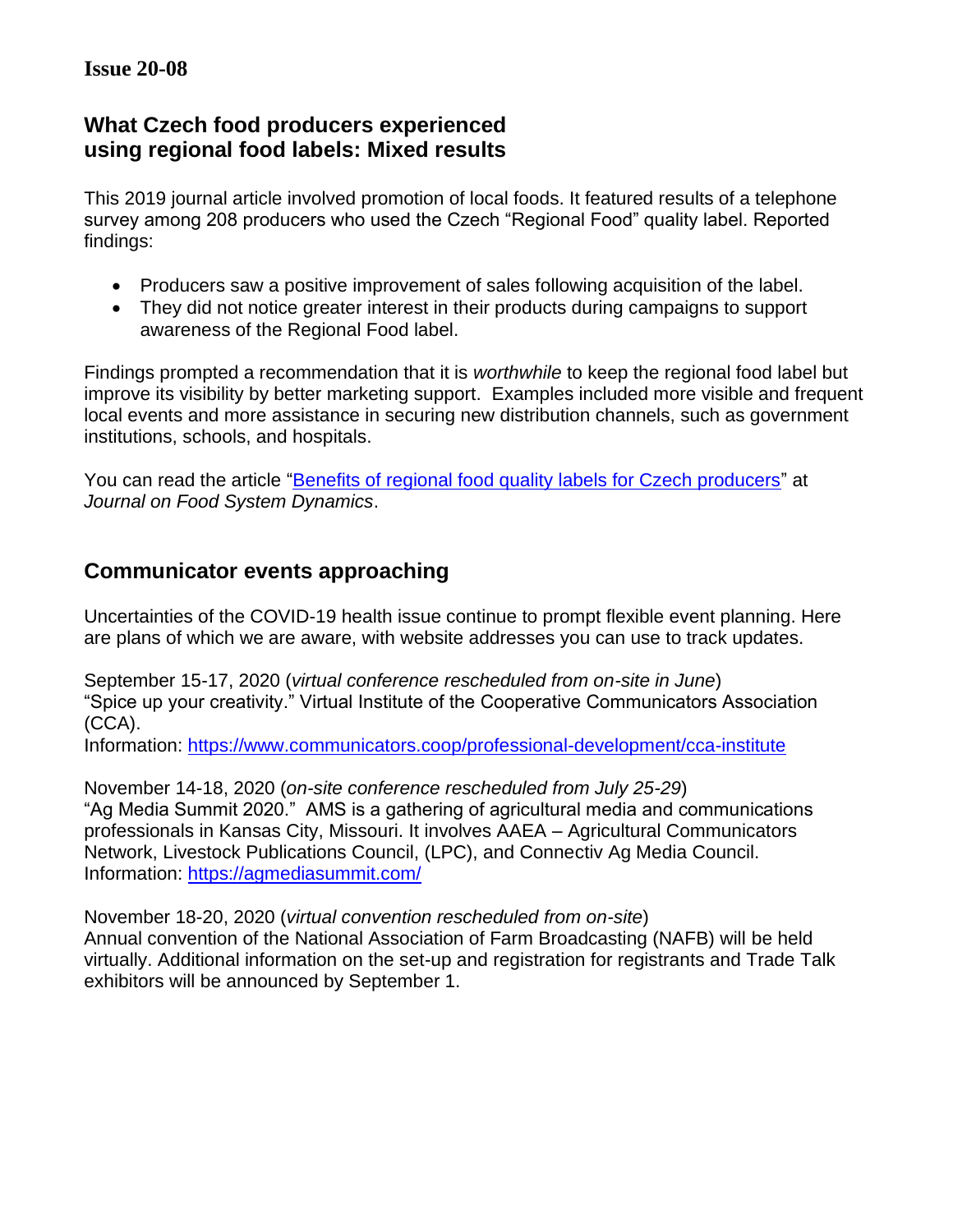**Issue 20-08**

## What Czech food producers experienced using regional food labels: Mixed results

This 2019 journal article involved promotion of local foods. It featured results of a telephone survey among 208 producers who used the Czech "Regional Food" quality label. Reported findings:

- Producers saw a positive improvement of sales following acquisition of the label.
- They did not notice greater interest in their products during campaigns to support awareness of the Regional Food label.

Findings prompted a recommendation that it is *worthwhile* to keep the regional food label but improve its visibility by better marketing support. Examples included more visible and frequent local events and more assistance in securing new distribution channels, such as government institutions, schools, and hospitals.

You can read the article "Benefits of regional food quality labels for Czech producers" at *Journal on Food System Dynamics*.

## Communicator events approaching

Uncertainties of the COVID-19 health issue continue to prompt flexible event planning. Here are plans of which we are aware, with website addresses you can use to track updates.

September 15-17, 2020 (*virtual conference rescheduled from on-site in June*)
"Spice up your creativity." Virtual Institute of the Cooperative Communicators Association (CCA).
Information: https://www.communicators.coop/professional-development/cca-institute

November 14-18, 2020 (*on-site conference rescheduled from July 25-29*)
"Ag Media Summit 2020." AMS is a gathering of agricultural media and communications professionals in Kansas City, Missouri. It involves AAEA – Agricultural Communicators Network, Livestock Publications Council, (LPC), and Connectiv Ag Media Council.
Information: https://agmediasummit.com/

November 18-20, 2020 (*virtual convention rescheduled from on-site*)
Annual convention of the National Association of Farm Broadcasting (NAFB) will be held virtually. Additional information on the set-up and registration for registrants and Trade Talk exhibitors will be announced by September 1.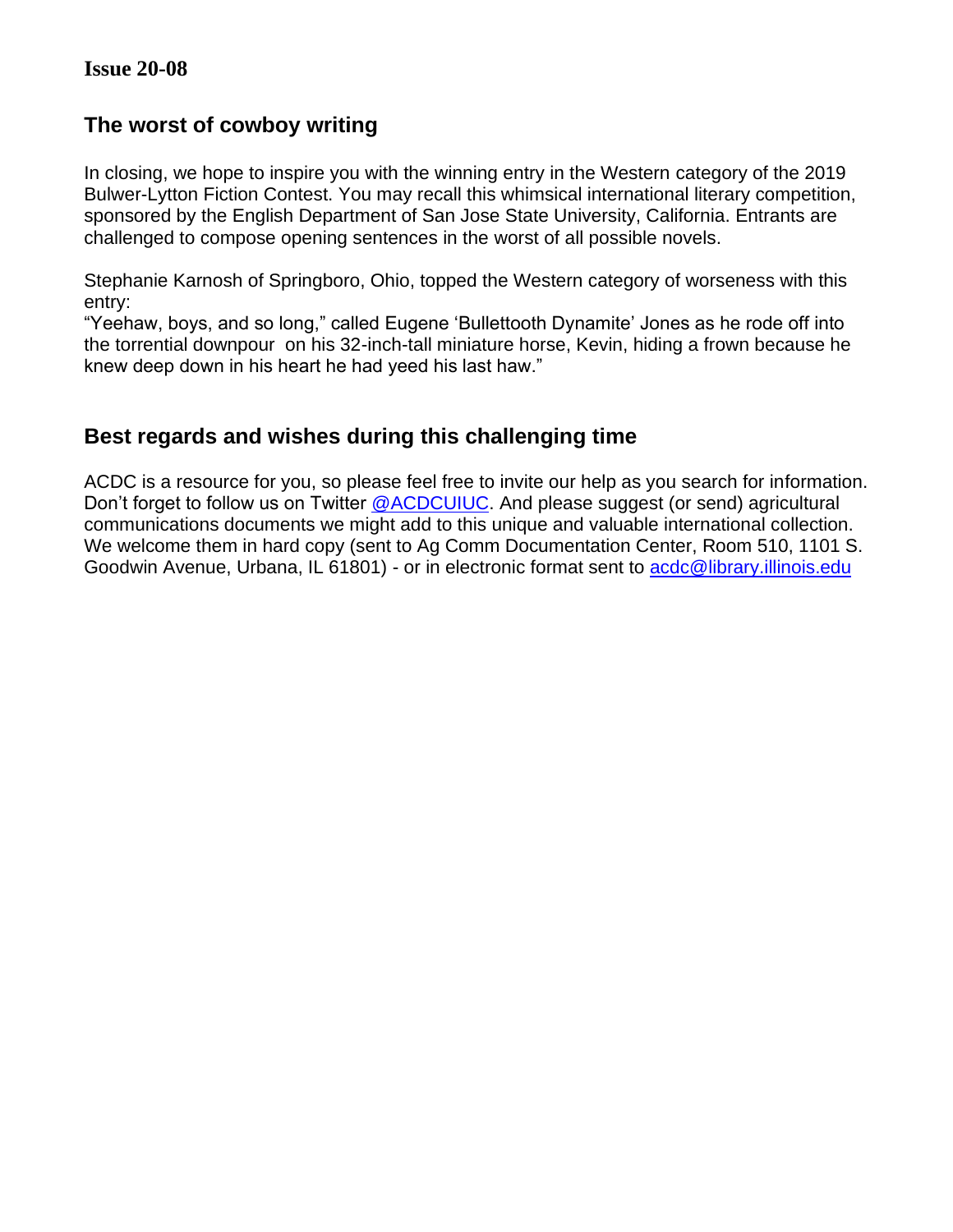**Issue 20-08**

## The worst of cowboy writing

In closing, we hope to inspire you with the winning entry in the Western category of the 2019 Bulwer-Lytton Fiction Contest. You may recall this whimsical international literary competition, sponsored by the English Department of San Jose State University, California. Entrants are challenged to compose opening sentences in the worst of all possible novels.

Stephanie Karnosh of Springboro, Ohio, topped the Western category of worseness with this entry:
"Yeehaw, boys, and so long," called Eugene 'Bullettooth Dynamite' Jones as he rode off into the torrential downpour on his 32-inch-tall miniature horse, Kevin, hiding a frown because he knew deep down in his heart he had yeed his last haw."

## Best regards and wishes during this challenging time

ACDC is a resource for you, so please feel free to invite our help as you search for information. Don't forget to follow us on Twitter @ACDCUIUC. And please suggest (or send) agricultural communications documents we might add to this unique and valuable international collection. We welcome them in hard copy (sent to Ag Comm Documentation Center, Room 510, 1101 S. Goodwin Avenue, Urbana, IL 61801) - or in electronic format sent to acdc@library.illinois.edu